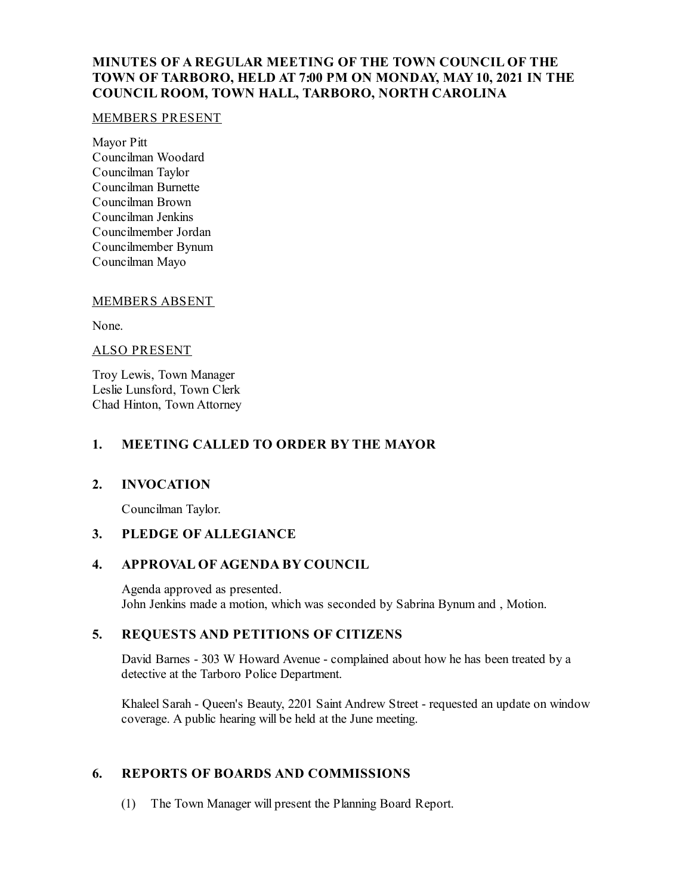# MINUTES OF A REGULAR MEETING OF THE TOWN COUNCIL OF THE TOWN OF TARBORO, HELD AT 7:00 PM ON MONDAY, MAY 10, 2021 IN THE COUNCIL ROOM, TOWN HALL, TARBORO, NORTH CAROLINA

MEMBERS PRESENT

Mayor Pitt
Councilman Woodard
Councilman Taylor
Councilman Burnette
Councilman Brown
Councilman Jenkins
Councilmember Jordan
Councilmember Bynum
Councilman Mayo

MEMBERS ABSENT

None.

ALSO PRESENT

Troy Lewis, Town Manager
Leslie Lunsford, Town Clerk
Chad Hinton, Town Attorney

## 1. MEETING CALLED TO ORDER BY THE MAYOR

## 2. INVOCATION

Councilman Taylor.

## 3. PLEDGE OF ALLEGIANCE

## 4. APPROVAL OF AGENDA BY COUNCIL

Agenda approved as presented.
John Jenkins made a motion, which was seconded by Sabrina Bynum and , Motion.

## 5. REQUESTS AND PETITIONS OF CITIZENS

David Barnes - 303 W Howard Avenue - complained about how he has been treated by a detective at the Tarboro Police Department.

Khaleel Sarah - Queen's Beauty, 2201 Saint Andrew Street - requested an update on window coverage. A public hearing will be held at the June meeting.

## 6. REPORTS OF BOARDS AND COMMISSIONS

(1) The Town Manager will present the Planning Board Report.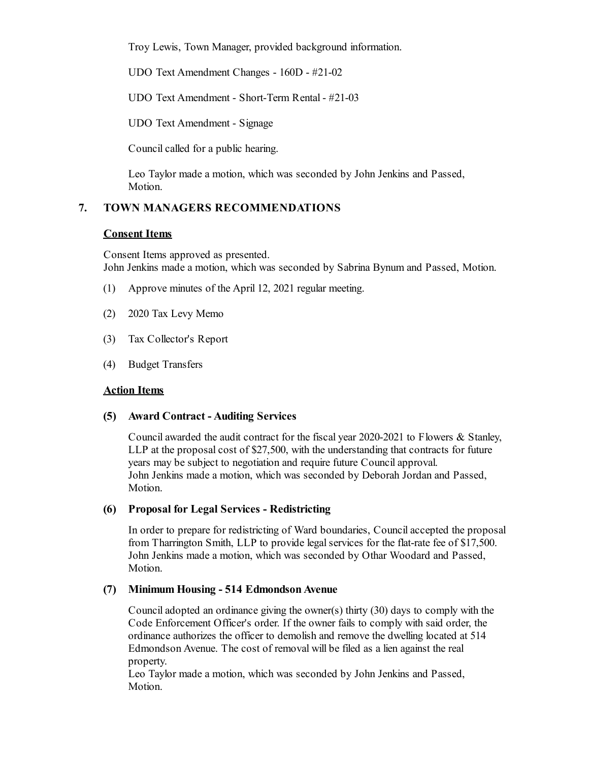Troy Lewis, Town Manager, provided background information.

UDO Text Amendment Changes - 160D - #21-02

UDO Text Amendment - Short-Term Rental - #21-03

UDO Text Amendment - Signage

Council called for a public hearing.

Leo Taylor made a motion, which was seconded by John Jenkins and Passed, Motion.

## 7. TOWN MANAGERS RECOMMENDATIONS

### Consent Items

Consent Items approved as presented.
John Jenkins made a motion, which was seconded by Sabrina Bynum and Passed, Motion.

(1) Approve minutes of the April 12, 2021 regular meeting.

(2) 2020 Tax Levy Memo

(3) Tax Collector's Report

(4) Budget Transfers

### Action Items

**(5) Award Contract - Auditing Services**

Council awarded the audit contract for the fiscal year 2020-2021 to Flowers & Stanley, LLP at the proposal cost of $27,500, with the understanding that contracts for future years may be subject to negotiation and require future Council approval.
John Jenkins made a motion, which was seconded by Deborah Jordan and Passed, Motion.

**(6) Proposal for Legal Services - Redistricting**

In order to prepare for redistricting of Ward boundaries, Council accepted the proposal from Tharrington Smith, LLP to provide legal services for the flat-rate fee of $17,500.
John Jenkins made a motion, which was seconded by Othar Woodard and Passed, Motion.

**(7) Minimum Housing - 514 Edmondson Avenue**

Council adopted an ordinance giving the owner(s) thirty (30) days to comply with the Code Enforcement Officer's order. If the owner fails to comply with said order, the ordinance authorizes the officer to demolish and remove the dwelling located at 514 Edmondson Avenue. The cost of removal will be filed as a lien against the real property.
Leo Taylor made a motion, which was seconded by John Jenkins and Passed, Motion.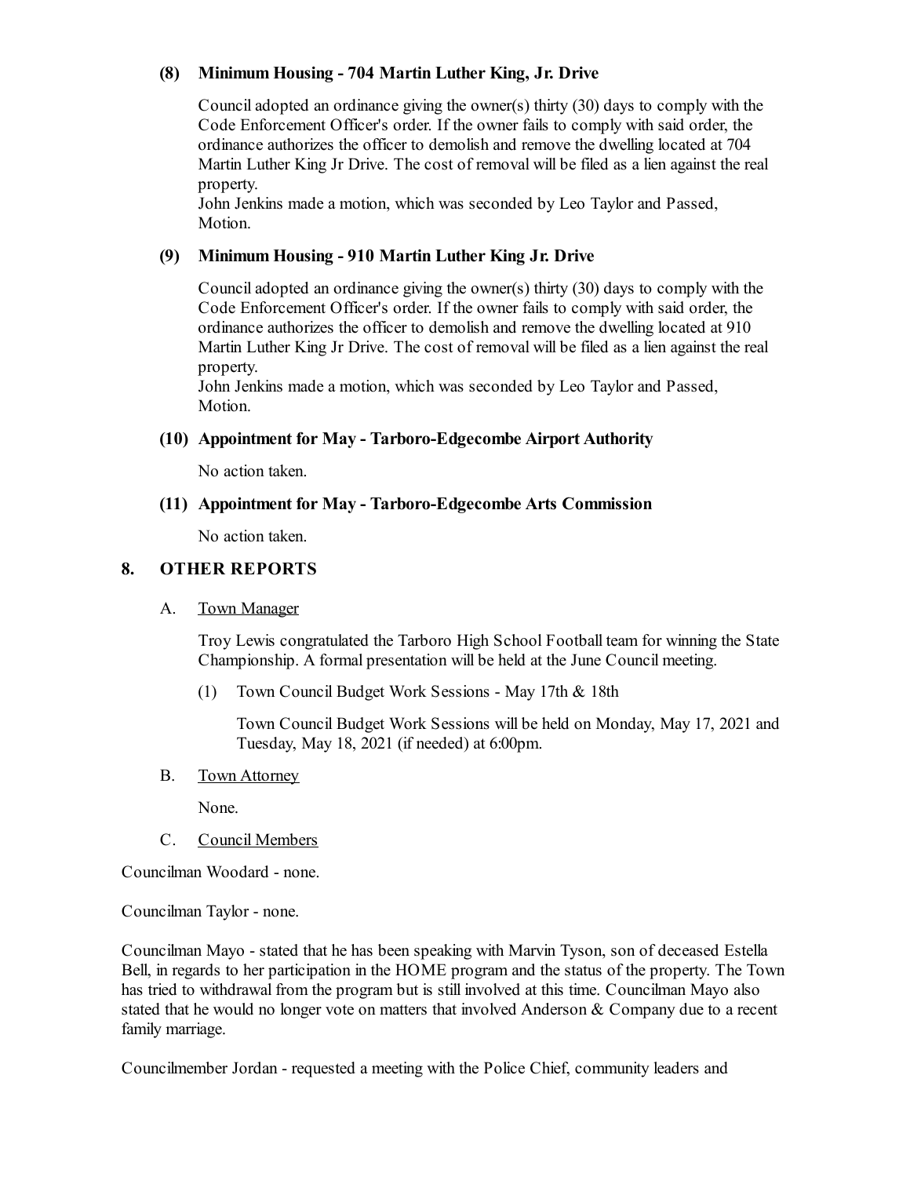**(8) Minimum Housing - 704 Martin Luther King, Jr. Drive**

Council adopted an ordinance giving the owner(s) thirty (30) days to comply with the Code Enforcement Officer's order. If the owner fails to comply with said order, the ordinance authorizes the officer to demolish and remove the dwelling located at 704 Martin Luther King Jr Drive. The cost of removal will be filed as a lien against the real property.
John Jenkins made a motion, which was seconded by Leo Taylor and Passed, Motion.

**(9) Minimum Housing - 910 Martin Luther King Jr. Drive**

Council adopted an ordinance giving the owner(s) thirty (30) days to comply with the Code Enforcement Officer's order. If the owner fails to comply with said order, the ordinance authorizes the officer to demolish and remove the dwelling located at 910 Martin Luther King Jr Drive. The cost of removal will be filed as a lien against the real property.
John Jenkins made a motion, which was seconded by Leo Taylor and Passed, Motion.

**(10) Appointment for May - Tarboro-Edgecombe Airport Authority**

No action taken.

**(11) Appointment for May - Tarboro-Edgecombe Arts Commission**

No action taken.

## 8. OTHER REPORTS

A. Town Manager

Troy Lewis congratulated the Tarboro High School Football team for winning the State Championship. A formal presentation will be held at the June Council meeting.

(1) Town Council Budget Work Sessions - May 17th & 18th

Town Council Budget Work Sessions will be held on Monday, May 17, 2021 and Tuesday, May 18, 2021 (if needed) at 6:00pm.

B. Town Attorney

None.

C. Council Members

Councilman Woodard - none.

Councilman Taylor - none.

Councilman Mayo - stated that he has been speaking with Marvin Tyson, son of deceased Estella Bell, in regards to her participation in the HOME program and the status of the property. The Town has tried to withdrawal from the program but is still involved at this time. Councilman Mayo also stated that he would no longer vote on matters that involved Anderson & Company due to a recent family marriage.

Councilmember Jordan - requested a meeting with the Police Chief, community leaders and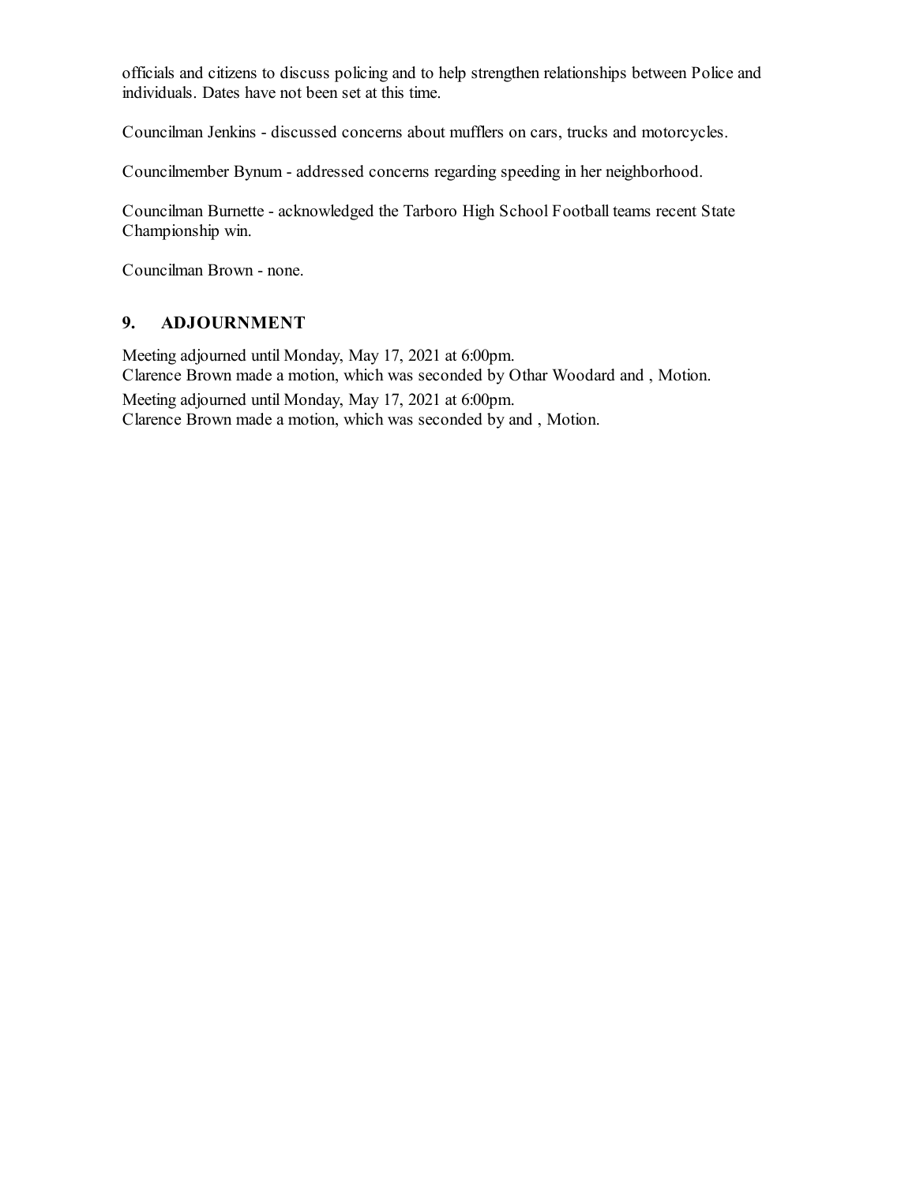officials and citizens to discuss policing and to help strengthen relationships between Police and individuals. Dates have not been set at this time.

Councilman Jenkins - discussed concerns about mufflers on cars, trucks and motorcycles.

Councilmember Bynum - addressed concerns regarding speeding in her neighborhood.

Councilman Burnette - acknowledged the Tarboro High School Football teams recent State Championship win.

Councilman Brown - none.

## 9. ADJOURNMENT

Meeting adjourned until Monday, May 17, 2021 at 6:00pm.
Clarence Brown made a motion, which was seconded by Othar Woodard and , Motion.

Meeting adjourned until Monday, May 17, 2021 at 6:00pm.
Clarence Brown made a motion, which was seconded by and , Motion.